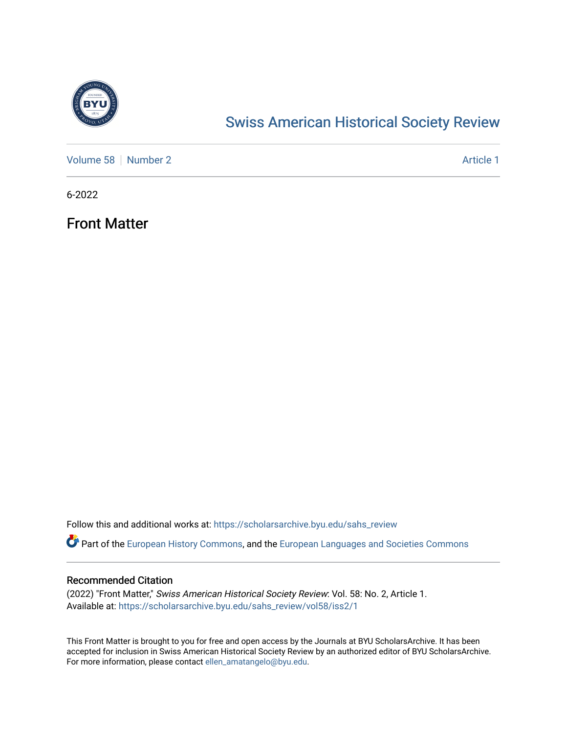# Swiss American Historical Society Review

Volume 58 | Number 2 | Article 1

6-2022

## Front Matter

Follow this and additional works at: https://scholarsarchive.byu.edu/sahs_review

Part of the European History Commons, and the European Languages and Societies Commons

### Recommended Citation

(2022) "Front Matter," *Swiss American Historical Society Review*: Vol. 58: No. 2, Article 1.
Available at: https://scholarsarchive.byu.edu/sahs_review/vol58/iss2/1

This Front Matter is brought to you for free and open access by the Journals at BYU ScholarsArchive. It has been accepted for inclusion in Swiss American Historical Society Review by an authorized editor of BYU ScholarsArchive. For more information, please contact ellen_amatangelo@byu.edu.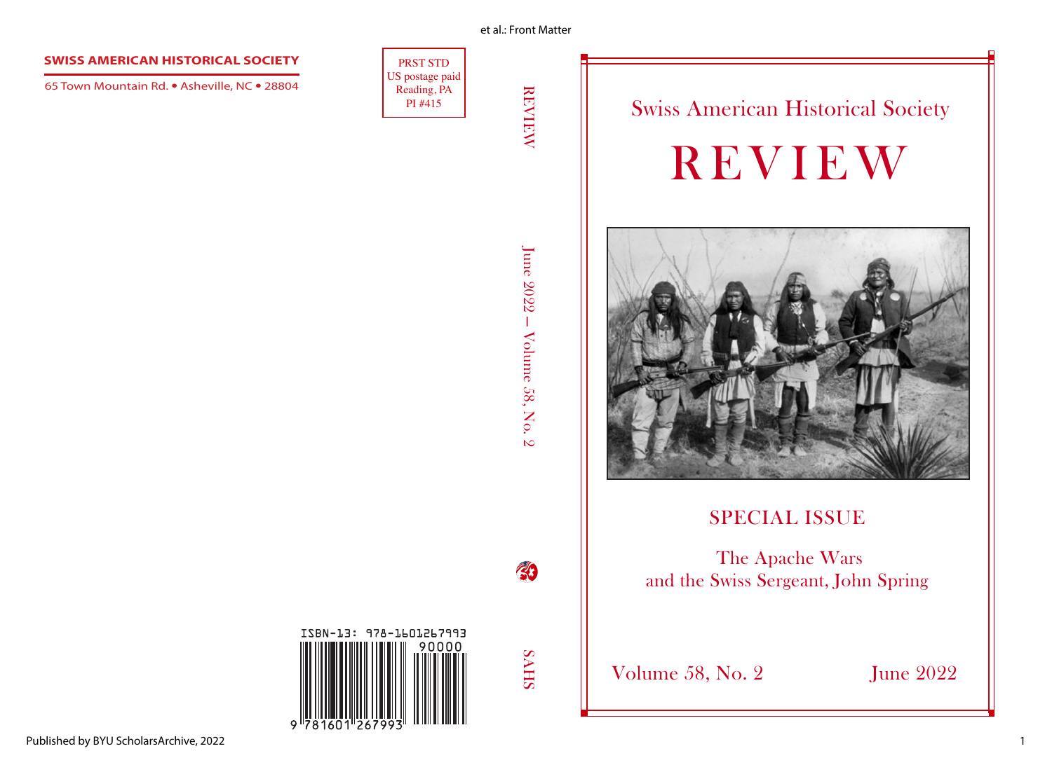**SWISS AMERICAN HISTORICAL SOCIETY**

65 Town Mountain Rd. • Asheville, NC • 28804

PRST STD
US postage paid
Reading, PA
PI #415

ISBN-13: 978-1601267993

REVIEW

June 2022 – Volume 58, No. 2

SAHS

Swiss American Historical Society

# REVIEW

SPECIAL ISSUE

The Apache Wars
and the Swiss Sergeant, John Spring

Volume 58, No. 2

June 2022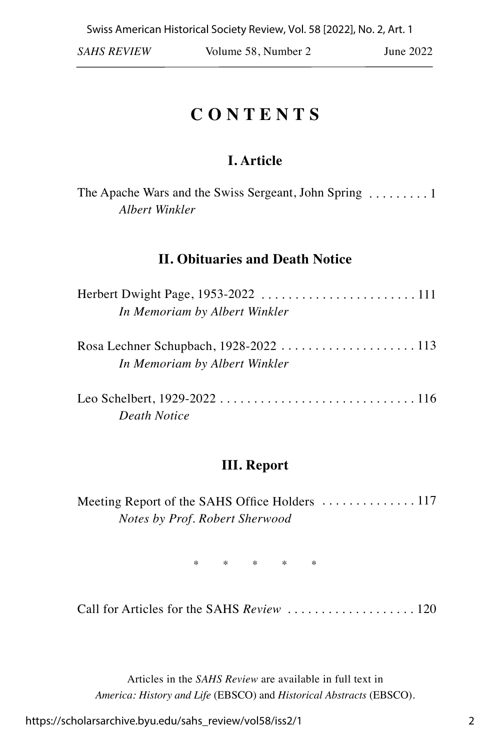# CONTENTS

## I. Article

The Apache Wars and the Swiss Sergeant, John Spring . . . . . . . . . 1
*Albert Winkler*

## II. Obituaries and Death Notice

Herbert Dwight Page, 1953-2022 . . . . . . . . . . . . . . . . . . . . . . . . 111
*In Memoriam by Albert Winkler*

Rosa Lechner Schupbach, 1928-2022 . . . . . . . . . . . . . . . . . . . . . 113
*In Memoriam by Albert Winkler*

Leo Schelbert, 1929-2022 . . . . . . . . . . . . . . . . . . . . . . . . . . . . . 116
*Death Notice*

## III. Report

Meeting Report of the SAHS Office Holders . . . . . . . . . . . . . . 117
*Notes by Prof. Robert Sherwood*

\* \* \* \* \*

Call for Articles for the SAHS *Review* . . . . . . . . . . . . . . . . . . . 120

Articles in the *SAHS Review* are available in full text in *America: History and Life* (EBSCO) and *Historical Abstracts* (EBSCO).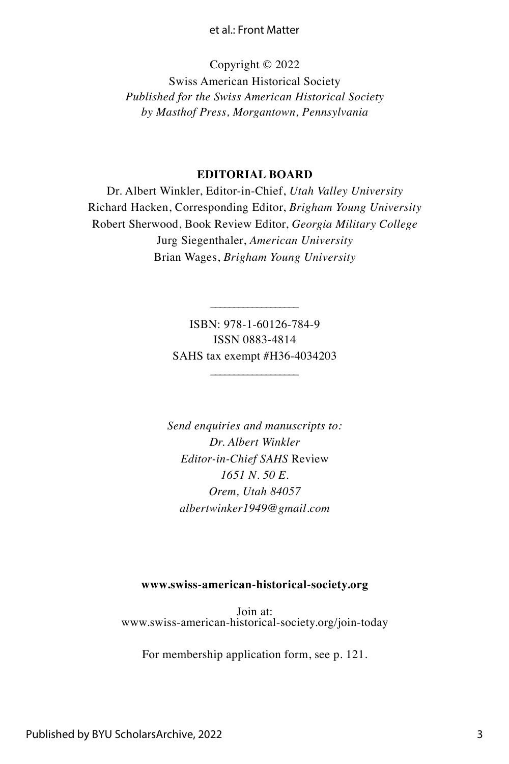Copyright © 2022
Swiss American Historical Society
*Published for the Swiss American Historical Society*
*by Masthof Press, Morgantown, Pennsylvania*

**EDITORIAL BOARD**

Dr. Albert Winkler, Editor-in-Chief, *Utah Valley University*
Richard Hacken, Corresponding Editor, *Brigham Young University*
Robert Sherwood, Book Review Editor, *Georgia Military College*
Jurg Siegenthaler, *American University*
Brian Wages, *Brigham Young University*

---

ISBN: 978-1-60126-784-9
ISSN 0883-4814
SAHS tax exempt #H36-4034203

---

*Send enquiries and manuscripts to:*
*Dr. Albert Winkler*
*Editor-in-Chief SAHS* Review
*1651 N. 50 E.*
*Orem, Utah 84057*
*albertwinker1949@gmail.com*

**www.swiss-american-historical-society.org**

Join at:
www.swiss-american-historical-society.org/join-today

For membership application form, see p. 121.